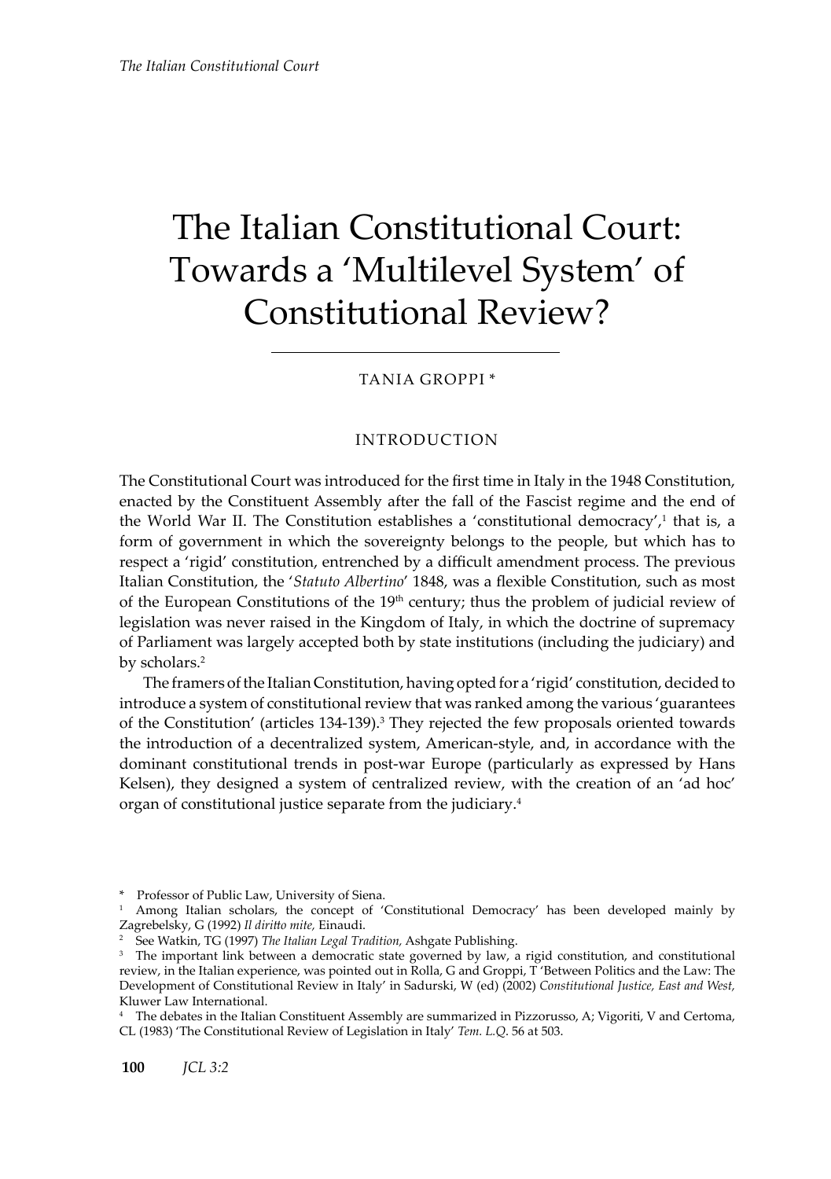# The Italian Constitutional Court: Towards a 'Multilevel System' of Constitutional Review?

TANIA GROPPI *

## INTRODUCTION

The Constitutional Court was introduced for the first time in Italy in the 1948 Constitution, enacted by the Constituent Assembly after the fall of the Fascist regime and the end of the World War II. The Constitution establishes a 'constitutional democracy',[1] that is, a form of government in which the sovereignty belongs to the people, but which has to respect a 'rigid' constitution, entrenched by a difficult amendment process. The previous Italian Constitution, the '*Statuto Albertino*' 1848, was a flexible Constitution, such as most of the European Constitutions of the 19th century; thus the problem of judicial review of legislation was never raised in the Kingdom of Italy, in which the doctrine of supremacy of Parliament was largely accepted both by state institutions (including the judiciary) and by scholars.[2]

The framers of the Italian Constitution, having opted for a 'rigid' constitution, decided to introduce a system of constitutional review that was ranked among the various 'guarantees of the Constitution' (articles 134-139).[3] They rejected the few proposals oriented towards the introduction of a decentralized system, American-style, and, in accordance with the dominant constitutional trends in post-war Europe (particularly as expressed by Hans Kelsen), they designed a system of centralized review, with the creation of an 'ad hoc' organ of constitutional justice separate from the judiciary.[4]

---

\* Professor of Public Law, University of Siena.

[1] Among Italian scholars, the concept of 'Constitutional Democracy' has been developed mainly by Zagrebelsky, G (1992) *Il diritto mite,* Einaudi.

[2] See Watkin, TG (1997) *The Italian Legal Tradition,* Ashgate Publishing.

[3] The important link between a democratic state governed by law, a rigid constitution, and constitutional review, in the Italian experience, was pointed out in Rolla, G and Groppi, T 'Between Politics and the Law: The Development of Constitutional Review in Italy' in Sadurski, W (ed) (2002) *Constitutional Justice, East and West,* Kluwer Law International.

[4] The debates in the Italian Constituent Assembly are summarized in Pizzorusso, A; Vigoriti, V and Certoma, CL (1983) 'The Constitutional Review of Legislation in Italy' *Tem. L.Q.* 56 at 503.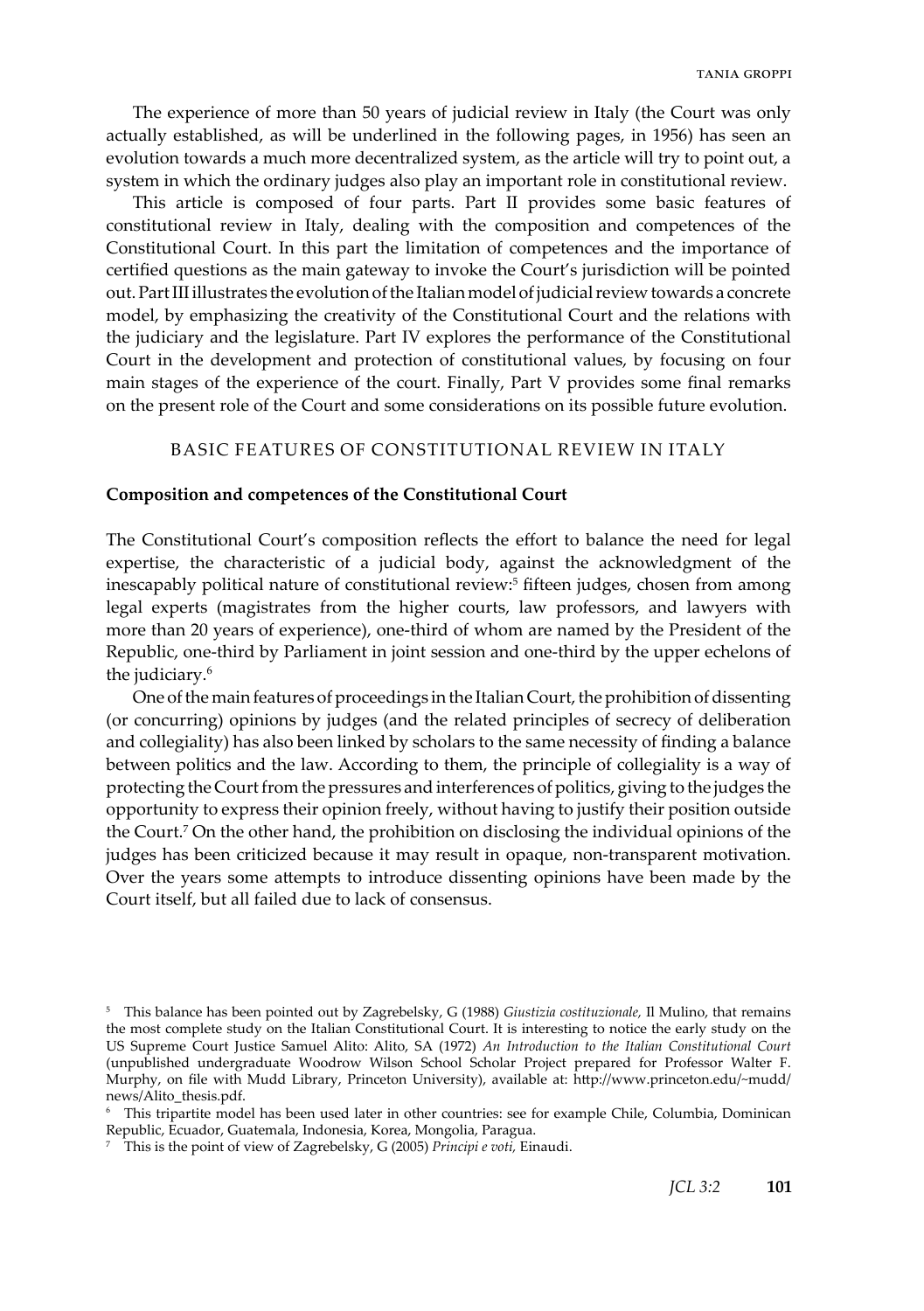The experience of more than 50 years of judicial review in Italy (the Court was only actually established, as will be underlined in the following pages, in 1956) has seen an evolution towards a much more decentralized system, as the article will try to point out, a system in which the ordinary judges also play an important role in constitutional review.

This article is composed of four parts. Part II provides some basic features of constitutional review in Italy, dealing with the composition and competences of the Constitutional Court. In this part the limitation of competences and the importance of certified questions as the main gateway to invoke the Court's jurisdiction will be pointed out. Part III illustrates the evolution of the Italian model of judicial review towards a concrete model, by emphasizing the creativity of the Constitutional Court and the relations with the judiciary and the legislature. Part IV explores the performance of the Constitutional Court in the development and protection of constitutional values, by focusing on four main stages of the experience of the court. Finally, Part V provides some final remarks on the present role of the Court and some considerations on its possible future evolution.

## BASIC FEATURES OF CONSTITUTIONAL REVIEW IN ITALY

### Composition and competences of the Constitutional Court

The Constitutional Court's composition reflects the effort to balance the need for legal expertise, the characteristic of a judicial body, against the acknowledgment of the inescapably political nature of constitutional review:[5] fifteen judges, chosen from among legal experts (magistrates from the higher courts, law professors, and lawyers with more than 20 years of experience), one-third of whom are named by the President of the Republic, one-third by Parliament in joint session and one-third by the upper echelons of the judiciary.[6]

One of the main features of proceedings in the Italian Court, the prohibition of dissenting (or concurring) opinions by judges (and the related principles of secrecy of deliberation and collegiality) has also been linked by scholars to the same necessity of finding a balance between politics and the law. According to them, the principle of collegiality is a way of protecting the Court from the pressures and interferences of politics, giving to the judges the opportunity to express their opinion freely, without having to justify their position outside the Court.[7] On the other hand, the prohibition on disclosing the individual opinions of the judges has been criticized because it may result in opaque, non-transparent motivation. Over the years some attempts to introduce dissenting opinions have been made by the Court itself, but all failed due to lack of consensus.

---

[5] This balance has been pointed out by Zagrebelsky, G (1988) *Giustizia costituzionale,* Il Mulino, that remains the most complete study on the Italian Constitutional Court. It is interesting to notice the early study on the US Supreme Court Justice Samuel Alito: Alito, SA (1972) *An Introduction to the Italian Constitutional Court* (unpublished undergraduate Woodrow Wilson School Scholar Project prepared for Professor Walter F. Murphy, on file with Mudd Library, Princeton University), available at: http://www.princeton.edu/~mudd/news/Alito_thesis.pdf.

[6] This tripartite model has been used later in other countries: see for example Chile, Columbia, Dominican Republic, Ecuador, Guatemala, Indonesia, Korea, Mongolia, Paragua.

[7] This is the point of view of Zagrebelsky, G (2005) *Principi e voti,* Einaudi.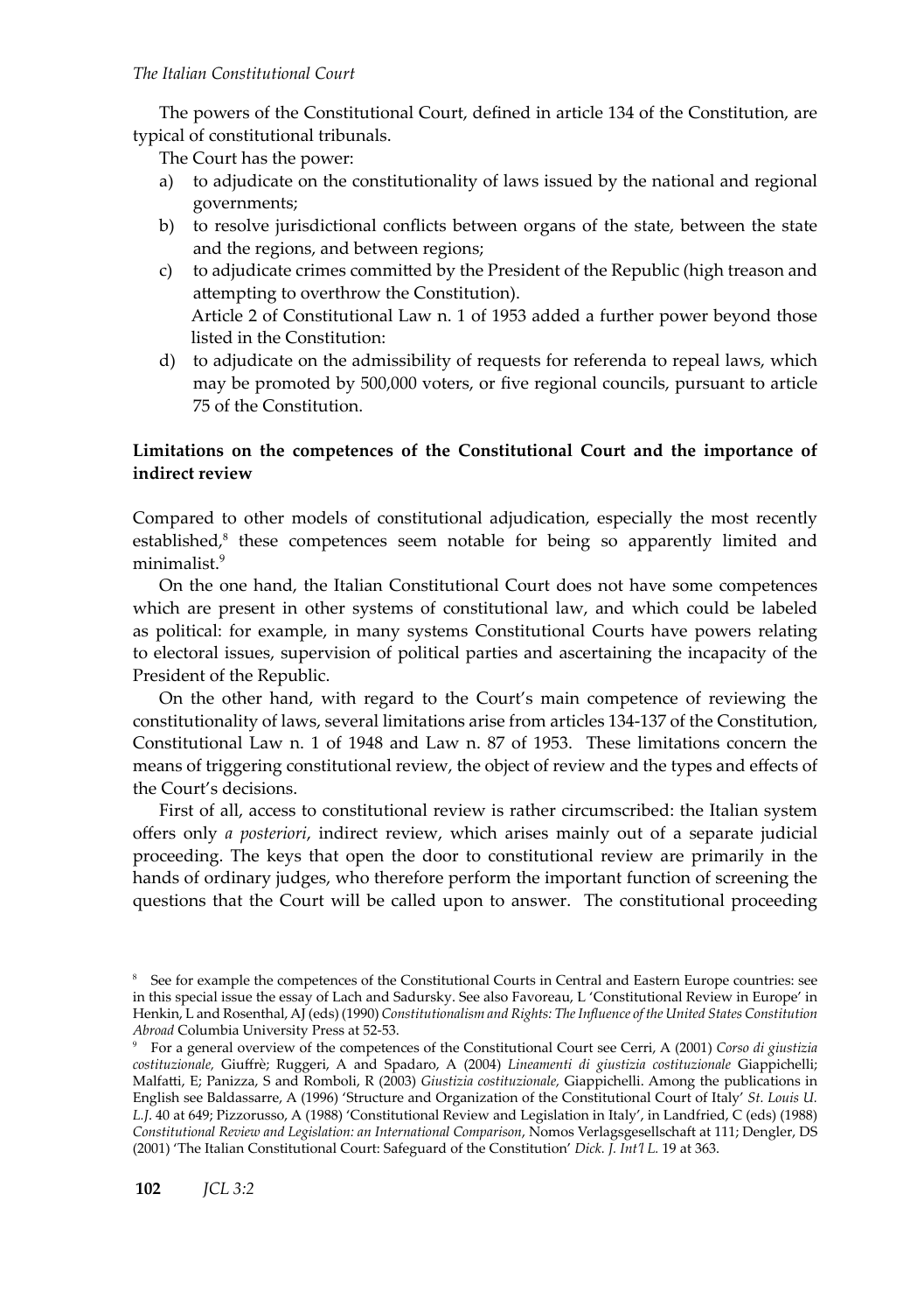The powers of the Constitutional Court, defined in article 134 of the Constitution, are typical of constitutional tribunals.

The Court has the power:

a) to adjudicate on the constitutionality of laws issued by the national and regional governments;
b) to resolve jurisdictional conflicts between organs of the state, between the state and the regions, and between regions;
c) to adjudicate crimes committed by the President of the Republic (high treason and attempting to overthrow the Constitution).
   Article 2 of Constitutional Law n. 1 of 1953 added a further power beyond those listed in the Constitution:
d) to adjudicate on the admissibility of requests for referenda to repeal laws, which may be promoted by 500,000 voters, or five regional councils, pursuant to article 75 of the Constitution.

**Limitations on the competences of the Constitutional Court and the importance of indirect review**

Compared to other models of constitutional adjudication, especially the most recently established,[8] these competences seem notable for being so apparently limited and minimalist.[9]

On the one hand, the Italian Constitutional Court does not have some competences which are present in other systems of constitutional law, and which could be labeled as political: for example, in many systems Constitutional Courts have powers relating to electoral issues, supervision of political parties and ascertaining the incapacity of the President of the Republic.

On the other hand, with regard to the Court's main competence of reviewing the constitutionality of laws, several limitations arise from articles 134-137 of the Constitution, Constitutional Law n. 1 of 1948 and Law n. 87 of 1953. These limitations concern the means of triggering constitutional review, the object of review and the types and effects of the Court's decisions.

First of all, access to constitutional review is rather circumscribed: the Italian system offers only *a posteriori*, indirect review, which arises mainly out of a separate judicial proceeding. The keys that open the door to constitutional review are primarily in the hands of ordinary judges, who therefore perform the important function of screening the questions that the Court will be called upon to answer. The constitutional proceeding

[8] See for example the competences of the Constitutional Courts in Central and Eastern Europe countries: see in this special issue the essay of Lach and Sadursky. See also Favoreau, L 'Constitutional Review in Europe' in Henkin, L and Rosenthal, AJ (eds) (1990) *Constitutionalism and Rights: The Influence of the United States Constitution Abroad* Columbia University Press at 52-53.

[9] For a general overview of the competences of the Constitutional Court see Cerri, A (2001) *Corso di giustizia costituzionale,* Giuffrè; Ruggeri, A and Spadaro, A (2004) *Lineamenti di giustizia costituzionale* Giappichelli; Malfatti, E; Panizza, S and Romboli, R (2003) *Giustizia costituzionale,* Giappichelli. Among the publications in English see Baldassarre, A (1996) 'Structure and Organization of the Constitutional Court of Italy' *St. Louis U. L.J.* 40 at 649; Pizzorusso, A (1988) 'Constitutional Review and Legislation in Italy', in Landfried, C (eds) (1988) *Constitutional Review and Legislation: an International Comparison*, Nomos Verlagsgesellschaft at 111; Dengler, DS (2001) 'The Italian Constitutional Court: Safeguard of the Constitution' *Dick. J. Int'l L.* 19 at 363.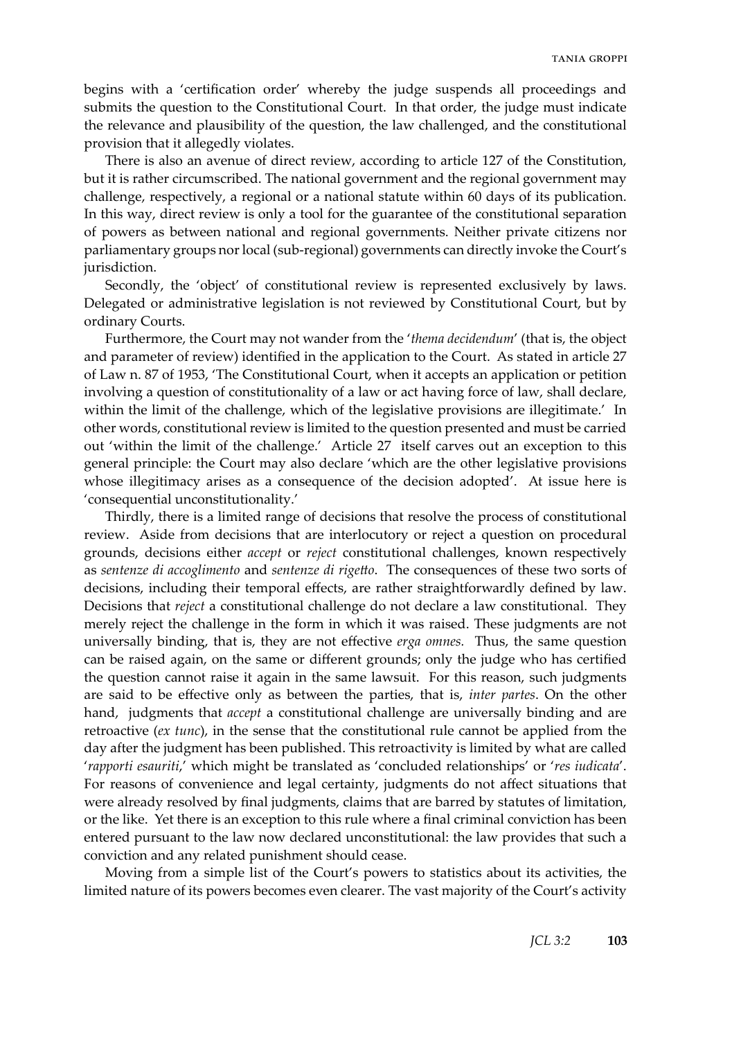begins with a 'certification order' whereby the judge suspends all proceedings and submits the question to the Constitutional Court. In that order, the judge must indicate the relevance and plausibility of the question, the law challenged, and the constitutional provision that it allegedly violates.

There is also an avenue of direct review, according to article 127 of the Constitution, but it is rather circumscribed. The national government and the regional government may challenge, respectively, a regional or a national statute within 60 days of its publication. In this way, direct review is only a tool for the guarantee of the constitutional separation of powers as between national and regional governments. Neither private citizens nor parliamentary groups nor local (sub-regional) governments can directly invoke the Court's jurisdiction.

Secondly, the 'object' of constitutional review is represented exclusively by laws. Delegated or administrative legislation is not reviewed by Constitutional Court, but by ordinary Courts.

Furthermore, the Court may not wander from the '*thema decidendum*' (that is, the object and parameter of review) identified in the application to the Court. As stated in article 27 of Law n. 87 of 1953, 'The Constitutional Court, when it accepts an application or petition involving a question of constitutionality of a law or act having force of law, shall declare, within the limit of the challenge, which of the legislative provisions are illegitimate.' In other words, constitutional review is limited to the question presented and must be carried out 'within the limit of the challenge.' Article 27 itself carves out an exception to this general principle: the Court may also declare 'which are the other legislative provisions whose illegitimacy arises as a consequence of the decision adopted'. At issue here is 'consequential unconstitutionality.'

Thirdly, there is a limited range of decisions that resolve the process of constitutional review. Aside from decisions that are interlocutory or reject a question on procedural grounds, decisions either *accept* or *reject* constitutional challenges, known respectively as *sentenze di accoglimento* and *sentenze di rigetto*. The consequences of these two sorts of decisions, including their temporal effects, are rather straightforwardly defined by law. Decisions that *reject* a constitutional challenge do not declare a law constitutional. They merely reject the challenge in the form in which it was raised. These judgments are not universally binding, that is, they are not effective *erga omnes.* Thus, the same question can be raised again, on the same or different grounds; only the judge who has certified the question cannot raise it again in the same lawsuit. For this reason, such judgments are said to be effective only as between the parties, that is, *inter partes*. On the other hand, judgments that *accept* a constitutional challenge are universally binding and are retroactive (*ex tunc*), in the sense that the constitutional rule cannot be applied from the day after the judgment has been published. This retroactivity is limited by what are called '*rapporti esauriti*,' which might be translated as 'concluded relationships' or '*res iudicata*'. For reasons of convenience and legal certainty, judgments do not affect situations that were already resolved by final judgments, claims that are barred by statutes of limitation, or the like. Yet there is an exception to this rule where a final criminal conviction has been entered pursuant to the law now declared unconstitutional: the law provides that such a conviction and any related punishment should cease.

Moving from a simple list of the Court's powers to statistics about its activities, the limited nature of its powers becomes even clearer. The vast majority of the Court's activity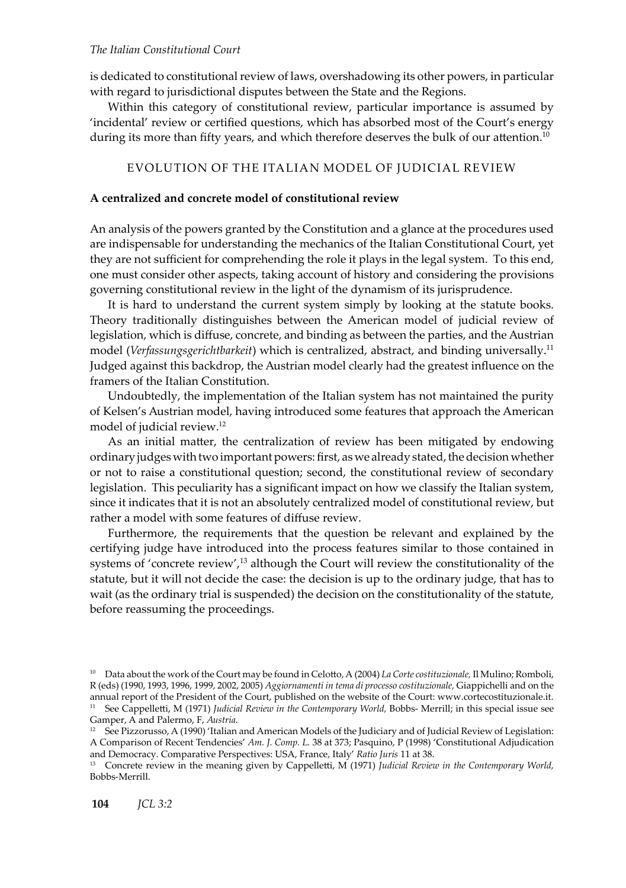is dedicated to constitutional review of laws, overshadowing its other powers, in particular with regard to jurisdictional disputes between the State and the Regions.

Within this category of constitutional review, particular importance is assumed by 'incidental' review or certified questions, which has absorbed most of the Court's energy during its more than fifty years, and which therefore deserves the bulk of our attention.[10]

## EVOLUTION OF THE ITALIAN MODEL OF JUDICIAL REVIEW

### A centralized and concrete model of constitutional review

An analysis of the powers granted by the Constitution and a glance at the procedures used are indispensable for understanding the mechanics of the Italian Constitutional Court, yet they are not sufficient for comprehending the role it plays in the legal system. To this end, one must consider other aspects, taking account of history and considering the provisions governing constitutional review in the light of the dynamism of its jurisprudence.

It is hard to understand the current system simply by looking at the statute books. Theory traditionally distinguishes between the American model of judicial review of legislation, which is diffuse, concrete, and binding as between the parties, and the Austrian model (*Verfassungsgerichtbarkeit*) which is centralized, abstract, and binding universally.[11] Judged against this backdrop, the Austrian model clearly had the greatest influence on the framers of the Italian Constitution.

Undoubtedly, the implementation of the Italian system has not maintained the purity of Kelsen's Austrian model, having introduced some features that approach the American model of judicial review.[12]

As an initial matter, the centralization of review has been mitigated by endowing ordinary judges with two important powers: first, as we already stated, the decision whether or not to raise a constitutional question; second, the constitutional review of secondary legislation. This peculiarity has a significant impact on how we classify the Italian system, since it indicates that it is not an absolutely centralized model of constitutional review, but rather a model with some features of diffuse review.

Furthermore, the requirements that the question be relevant and explained by the certifying judge have introduced into the process features similar to those contained in systems of 'concrete review',[13] although the Court will review the constitutionality of the statute, but it will not decide the case: the decision is up to the ordinary judge, that has to wait (as the ordinary trial is suspended) the decision on the constitutionality of the statute, before reassuming the proceedings.

---

[10] Data about the work of the Court may be found in Celotto, A (2004) *La Corte costituzionale*, Il Mulino; Romboli, R (eds) (1990, 1993, 1996, 1999, 2002, 2005) *Aggiornamenti in tema di processo costituzionale*, Giappichelli and on the annual report of the President of the Court, published on the website of the Court: www.cortecostituzionale.it.

[11] See Cappelletti, M (1971) *Judicial Review in the Contemporary World*, Bobbs- Merrill; in this special issue see Gamper, A and Palermo, F, *Austria*.

[12] See Pizzorusso, A (1990) 'Italian and American Models of the Judiciary and of Judicial Review of Legislation: A Comparison of Recent Tendencies' *Am. J. Comp. L.* 38 at 373; Pasquino, P (1998) 'Constitutional Adjudication and Democracy. Comparative Perspectives: USA, France, Italy' *Ratio Juris* 11 at 38.

[13] Concrete review in the meaning given by Cappelletti, M (1971) *Judicial Review in the Contemporary World*, Bobbs-Merrill.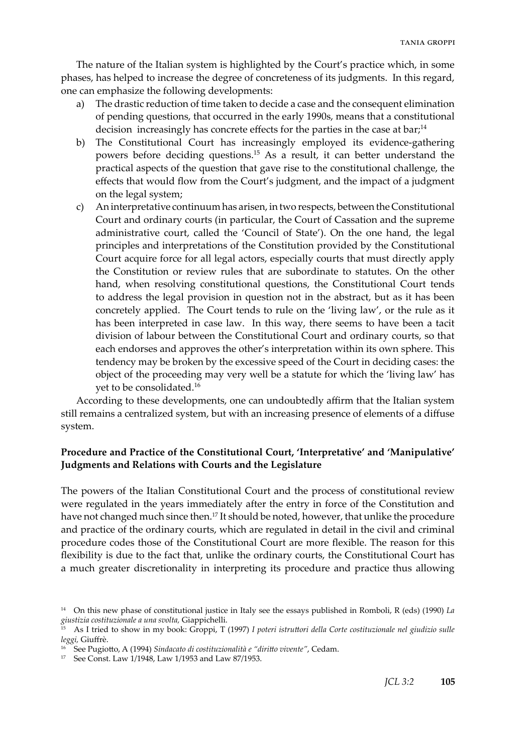The nature of the Italian system is highlighted by the Court's practice which, in some phases, has helped to increase the degree of concreteness of its judgments. In this regard, one can emphasize the following developments:

a) The drastic reduction of time taken to decide a case and the consequent elimination of pending questions, that occurred in the early 1990s, means that a constitutional decision increasingly has concrete effects for the parties in the case at bar;[14]
b) The Constitutional Court has increasingly employed its evidence-gathering powers before deciding questions.[15] As a result, it can better understand the practical aspects of the question that gave rise to the constitutional challenge, the effects that would flow from the Court's judgment, and the impact of a judgment on the legal system;
c) An interpretative continuum has arisen, in two respects, between the Constitutional Court and ordinary courts (in particular, the Court of Cassation and the supreme administrative court, called the 'Council of State'). On the one hand, the legal principles and interpretations of the Constitution provided by the Constitutional Court acquire force for all legal actors, especially courts that must directly apply the Constitution or review rules that are subordinate to statutes. On the other hand, when resolving constitutional questions, the Constitutional Court tends to address the legal provision in question not in the abstract, but as it has been concretely applied. The Court tends to rule on the 'living law', or the rule as it has been interpreted in case law. In this way, there seems to have been a tacit division of labour between the Constitutional Court and ordinary courts, so that each endorses and approves the other's interpretation within its own sphere. This tendency may be broken by the excessive speed of the Court in deciding cases: the object of the proceeding may very well be a statute for which the 'living law' has yet to be consolidated.[16]

According to these developments, one can undoubtedly affirm that the Italian system still remains a centralized system, but with an increasing presence of elements of a diffuse system.

**Procedure and Practice of the Constitutional Court, 'Interpretative' and 'Manipulative' Judgments and Relations with Courts and the Legislature**

The powers of the Italian Constitutional Court and the process of constitutional review were regulated in the years immediately after the entry in force of the Constitution and have not changed much since then.[17] It should be noted, however, that unlike the procedure and practice of the ordinary courts, which are regulated in detail in the civil and criminal procedure codes those of the Constitutional Court are more flexible. The reason for this flexibility is due to the fact that, unlike the ordinary courts, the Constitutional Court has a much greater discretionality in interpreting its procedure and practice thus allowing

---

[14] On this new phase of constitutional justice in Italy see the essays published in Romboli, R (eds) (1990) *La giustizia costituzionale a una svolta,* Giappichelli.

[15] As I tried to show in my book: Groppi, T (1997) *I poteri istruttori della Corte costituzionale nel giudizio sulle leggi,* Giuffrè.

[16] See Pugiotto, A (1994) *Sindacato di costituzionalità e "diritto vivente"*, Cedam.

[17] See Const. Law 1/1948, Law 1/1953 and Law 87/1953.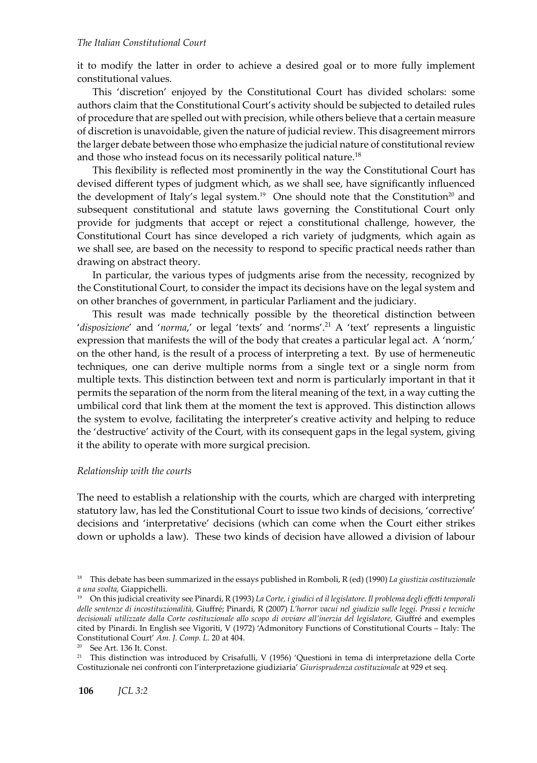it to modify the latter in order to achieve a desired goal or to more fully implement constitutional values.

This 'discretion' enjoyed by the Constitutional Court has divided scholars: some authors claim that the Constitutional Court's activity should be subjected to detailed rules of procedure that are spelled out with precision, while others believe that a certain measure of discretion is unavoidable, given the nature of judicial review. This disagreement mirrors the larger debate between those who emphasize the judicial nature of constitutional review and those who instead focus on its necessarily political nature.[18]

This flexibility is reflected most prominently in the way the Constitutional Court has devised different types of judgment which, as we shall see, have significantly influenced the development of Italy's legal system.[19] One should note that the Constitution[20] and subsequent constitutional and statute laws governing the Constitutional Court only provide for judgments that accept or reject a constitutional challenge, however, the Constitutional Court has since developed a rich variety of judgments, which again as we shall see, are based on the necessity to respond to specific practical needs rather than drawing on abstract theory.

In particular, the various types of judgments arise from the necessity, recognized by the Constitutional Court, to consider the impact its decisions have on the legal system and on other branches of government, in particular Parliament and the judiciary.

This result was made technically possible by the theoretical distinction between '*disposizione*' and '*norma*,' or legal 'texts' and 'norms'.[21] A 'text' represents a linguistic expression that manifests the will of the body that creates a particular legal act. A 'norm,' on the other hand, is the result of a process of interpreting a text. By use of hermeneutic techniques, one can derive multiple norms from a single text or a single norm from multiple texts. This distinction between text and norm is particularly important in that it permits the separation of the norm from the literal meaning of the text, in a way cutting the umbilical cord that link them at the moment the text is approved. This distinction allows the system to evolve, facilitating the interpreter's creative activity and helping to reduce the 'destructive' activity of the Court, with its consequent gaps in the legal system, giving it the ability to operate with more surgical precision.

*Relationship with the courts*

The need to establish a relationship with the courts, which are charged with interpreting statutory law, has led the Constitutional Court to issue two kinds of decisions, 'corrective' decisions and 'interpretative' decisions (which can come when the Court either strikes down or upholds a law). These two kinds of decision have allowed a division of labour

---

[18] This debate has been summarized in the essays published in Romboli, R (ed) (1990) *La giustizia costituzionale a una svolta,* Giappichelli.

[19] On this judicial creativity see Pinardi, R (1993) *La Corte, i giudici ed il legislatore. Il problema degli effetti temporali delle sentenze di incostituzionalità,* Giuffré; Pinardi, R (2007) *L'horror vacui nel giudizio sulle leggi. Prassi e tecniche decisionali utilizzate dalla Corte costituzionale allo scopo di ovviare all'inerzia del legislatore,* Giuffré and exemples cited by Pinardi. In English see Vigoriti, V (1972) 'Admonitory Functions of Constitutional Courts – Italy: The Constitutional Court' *Am. J. Comp. L.* 20 at 404.

[20] See Art. 136 It. Const.

[21] This distinction was introduced by Crisafulli, V (1956) 'Questioni in tema di interpretazione della Corte Costituzionale nei confronti con l'interpretazione giudiziaria' *Giurisprudenza costituzionale* at 929 et seq.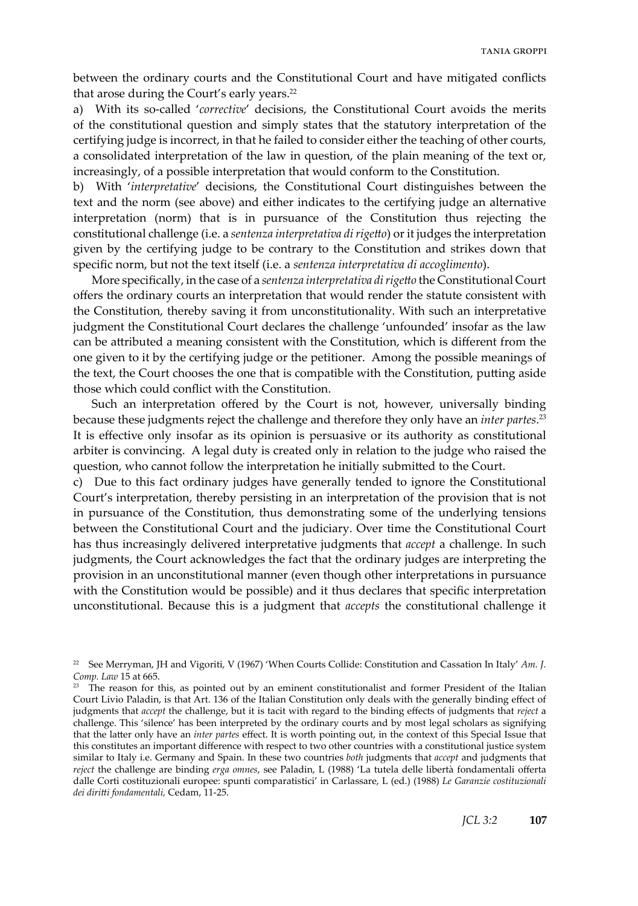between the ordinary courts and the Constitutional Court and have mitigated conflicts that arose during the Court's early years.[22]

a) With its so-called '*corrective*' decisions, the Constitutional Court avoids the merits of the constitutional question and simply states that the statutory interpretation of the certifying judge is incorrect, in that he failed to consider either the teaching of other courts, a consolidated interpretation of the law in question, of the plain meaning of the text or, increasingly, of a possible interpretation that would conform to the Constitution.

b) With '*interpretative*' decisions, the Constitutional Court distinguishes between the text and the norm (see above) and either indicates to the certifying judge an alternative interpretation (norm) that is in pursuance of the Constitution thus rejecting the constitutional challenge (i.e. a *sentenza interpretativa di rigetto*) or it judges the interpretation given by the certifying judge to be contrary to the Constitution and strikes down that specific norm, but not the text itself (i.e. a *sentenza interpretativa di accoglimento*).

More specifically, in the case of a *sentenza interpretativa di rigetto* the Constitutional Court offers the ordinary courts an interpretation that would render the statute consistent with the Constitution, thereby saving it from unconstitutionality. With such an interpretative judgment the Constitutional Court declares the challenge 'unfounded' insofar as the law can be attributed a meaning consistent with the Constitution, which is different from the one given to it by the certifying judge or the petitioner. Among the possible meanings of the text, the Court chooses the one that is compatible with the Constitution, putting aside those which could conflict with the Constitution.

Such an interpretation offered by the Court is not, however, universally binding because these judgments reject the challenge and therefore they only have an *inter partes*.[23] It is effective only insofar as its opinion is persuasive or its authority as constitutional arbiter is convincing. A legal duty is created only in relation to the judge who raised the question, who cannot follow the interpretation he initially submitted to the Court.

c) Due to this fact ordinary judges have generally tended to ignore the Constitutional Court's interpretation, thereby persisting in an interpretation of the provision that is not in pursuance of the Constitution, thus demonstrating some of the underlying tensions between the Constitutional Court and the judiciary. Over time the Constitutional Court has thus increasingly delivered interpretative judgments that *accept* a challenge. In such judgments, the Court acknowledges the fact that the ordinary judges are interpreting the provision in an unconstitutional manner (even though other interpretations in pursuance with the Constitution would be possible) and it thus declares that specific interpretation unconstitutional. Because this is a judgment that *accepts* the constitutional challenge it

---

[22] See Merryman, JH and Vigoriti, V (1967) 'When Courts Collide: Constitution and Cassation In Italy' *Am. J. Comp. Law* 15 at 665.

[23] The reason for this, as pointed out by an eminent constitutionalist and former President of the Italian Court Livio Paladin, is that Art. 136 of the Italian Constitution only deals with the generally binding effect of judgments that *accept* the challenge, but it is tacit with regard to the binding effects of judgments that *reject* a challenge. This 'silence' has been interpreted by the ordinary courts and by most legal scholars as signifying that the latter only have an *inter partes* effect. It is worth pointing out, in the context of this Special Issue that this constitutes an important difference with respect to two other countries with a constitutional justice system similar to Italy i.e. Germany and Spain. In these two countries *both* judgments that *accept* and judgments that *reject* the challenge are binding *erga omnes*, see Paladin, L (1988) 'La tutela delle libertà fondamentali offerta dalle Corti costituzionali europee: spunti comparatistici' in Carlassare, L (ed.) (1988) *Le Garanzie costituzionali dei diritti fondamentali*, Cedam, 11-25.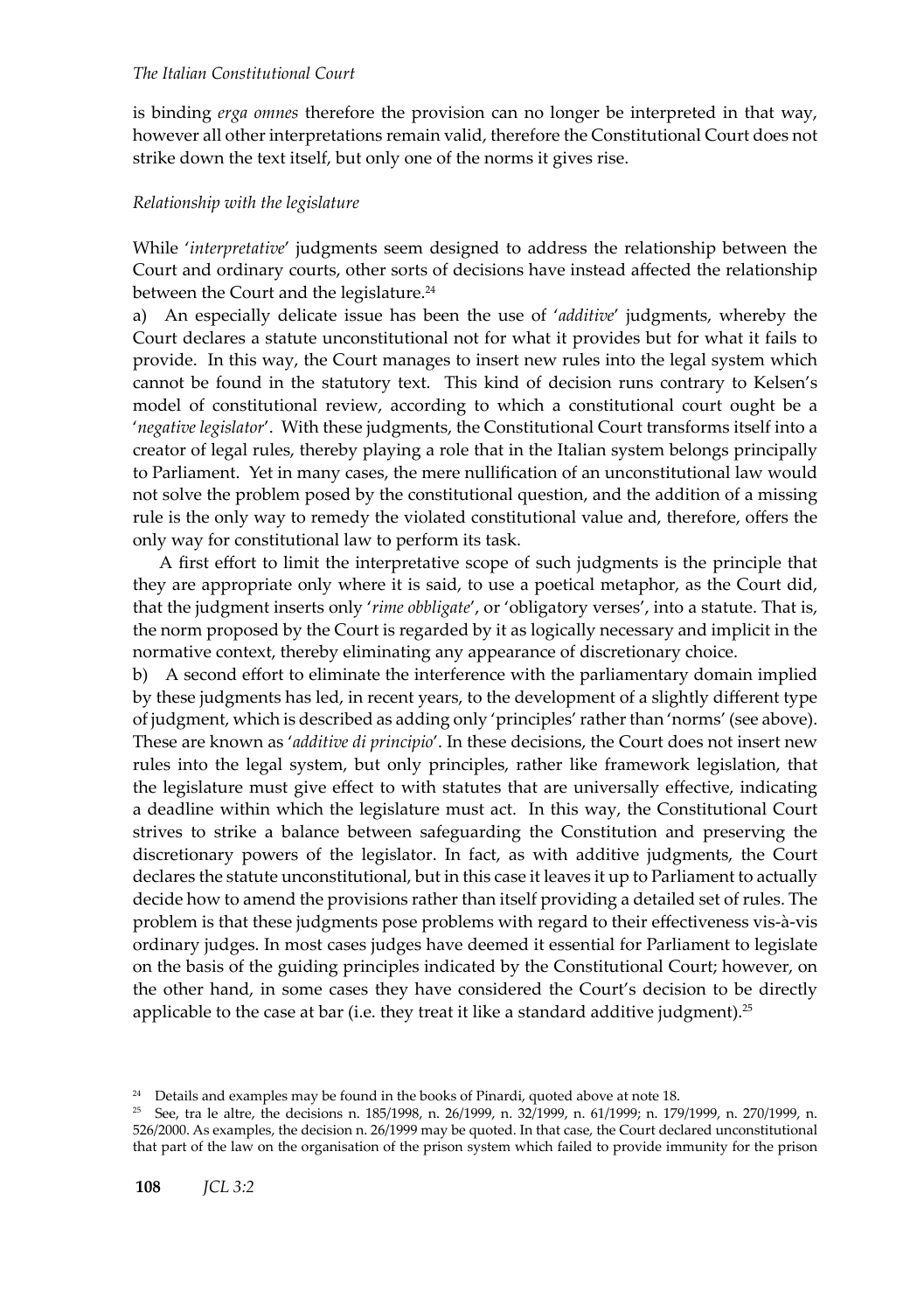is binding *erga omnes* therefore the provision can no longer be interpreted in that way, however all other interpretations remain valid, therefore the Constitutional Court does not strike down the text itself, but only one of the norms it gives rise.

*Relationship with the legislature*

While '*interpretative*' judgments seem designed to address the relationship between the Court and ordinary courts, other sorts of decisions have instead affected the relationship between the Court and the legislature.[24]

a) An especially delicate issue has been the use of '*additive*' judgments, whereby the Court declares a statute unconstitutional not for what it provides but for what it fails to provide. In this way, the Court manages to insert new rules into the legal system which cannot be found in the statutory text. This kind of decision runs contrary to Kelsen's model of constitutional review, according to which a constitutional court ought be a '*negative legislator*'. With these judgments, the Constitutional Court transforms itself into a creator of legal rules, thereby playing a role that in the Italian system belongs principally to Parliament. Yet in many cases, the mere nullification of an unconstitutional law would not solve the problem posed by the constitutional question, and the addition of a missing rule is the only way to remedy the violated constitutional value and, therefore, offers the only way for constitutional law to perform its task.

A first effort to limit the interpretative scope of such judgments is the principle that they are appropriate only where it is said, to use a poetical metaphor, as the Court did, that the judgment inserts only '*rime obbligate*', or 'obligatory verses', into a statute. That is, the norm proposed by the Court is regarded by it as logically necessary and implicit in the normative context, thereby eliminating any appearance of discretionary choice.

b) A second effort to eliminate the interference with the parliamentary domain implied by these judgments has led, in recent years, to the development of a slightly different type of judgment, which is described as adding only 'principles' rather than 'norms' (see above). These are known as '*additive di principio*'. In these decisions, the Court does not insert new rules into the legal system, but only principles, rather like framework legislation, that the legislature must give effect to with statutes that are universally effective, indicating a deadline within which the legislature must act. In this way, the Constitutional Court strives to strike a balance between safeguarding the Constitution and preserving the discretionary powers of the legislator. In fact, as with additive judgments, the Court declares the statute unconstitutional, but in this case it leaves it up to Parliament to actually decide how to amend the provisions rather than itself providing a detailed set of rules. The problem is that these judgments pose problems with regard to their effectiveness vis-à-vis ordinary judges. In most cases judges have deemed it essential for Parliament to legislate on the basis of the guiding principles indicated by the Constitutional Court; however, on the other hand, in some cases they have considered the Court's decision to be directly applicable to the case at bar (i.e. they treat it like a standard additive judgment).[25]

---

[24] Details and examples may be found in the books of Pinardi, quoted above at note 18.

[25] See, tra le altre, the decisions n. 185/1998, n. 26/1999, n. 32/1999, n. 61/1999; n. 179/1999, n. 270/1999, n. 526/2000. As examples, the decision n. 26/1999 may be quoted. In that case, the Court declared unconstitutional that part of the law on the organisation of the prison system which failed to provide immunity for the prison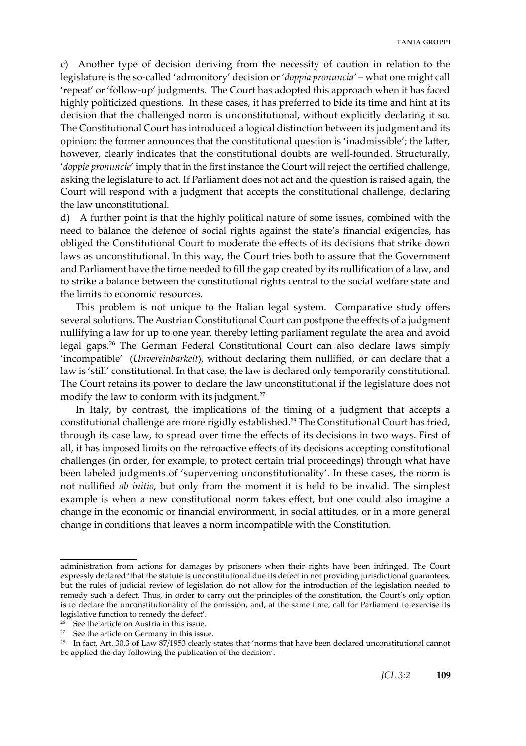c) Another type of decision deriving from the necessity of caution in relation to the legislature is the so-called 'admonitory' decision or '*doppia pronuncia'* – what one might call 'repeat' or 'follow-up' judgments. The Court has adopted this approach when it has faced highly politicized questions. In these cases, it has preferred to bide its time and hint at its decision that the challenged norm is unconstitutional, without explicitly declaring it so. The Constitutional Court has introduced a logical distinction between its judgment and its opinion: the former announces that the constitutional question is 'inadmissible'; the latter, however, clearly indicates that the constitutional doubts are well-founded. Structurally, '*doppie pronuncie*' imply that in the first instance the Court will reject the certified challenge, asking the legislature to act. If Parliament does not act and the question is raised again, the Court will respond with a judgment that accepts the constitutional challenge, declaring the law unconstitutional.

d) A further point is that the highly political nature of some issues, combined with the need to balance the defence of social rights against the state's financial exigencies, has obliged the Constitutional Court to moderate the effects of its decisions that strike down laws as unconstitutional. In this way, the Court tries both to assure that the Government and Parliament have the time needed to fill the gap created by its nullification of a law, and to strike a balance between the constitutional rights central to the social welfare state and the limits to economic resources.

This problem is not unique to the Italian legal system. Comparative study offers several solutions. The Austrian Constitutional Court can postpone the effects of a judgment nullifying a law for up to one year, thereby letting parliament regulate the area and avoid legal gaps.[26] The German Federal Constitutional Court can also declare laws simply 'incompatible' (*Unvereinbarkeit*), without declaring them nullified, or can declare that a law is 'still' constitutional. In that case, the law is declared only temporarily constitutional. The Court retains its power to declare the law unconstitutional if the legislature does not modify the law to conform with its judgment.[27]

In Italy, by contrast, the implications of the timing of a judgment that accepts a constitutional challenge are more rigidly established.[28] The Constitutional Court has tried, through its case law, to spread over time the effects of its decisions in two ways. First of all, it has imposed limits on the retroactive effects of its decisions accepting constitutional challenges (in order, for example, to protect certain trial proceedings) through what have been labeled judgments of 'supervening unconstitutionality'. In these cases, the norm is not nullified *ab initio*, but only from the moment it is held to be invalid. The simplest example is when a new constitutional norm takes effect, but one could also imagine a change in the economic or financial environment, in social attitudes, or in a more general change in conditions that leaves a norm incompatible with the Constitution.

---

administration from actions for damages by prisoners when their rights have been infringed. The Court expressly declared 'that the statute is unconstitutional due its defect in not providing jurisdictional guarantees, but the rules of judicial review of legislation do not allow for the introduction of the legislation needed to remedy such a defect. Thus, in order to carry out the principles of the constitution, the Court's only option is to declare the unconstitutionality of the omission, and, at the same time, call for Parliament to exercise its legislative function to remedy the defect'.

[26] See the article on Austria in this issue.

[27] See the article on Germany in this issue.

[28] In fact, Art. 30.3 of Law 87/1953 clearly states that 'norms that have been declared unconstitutional cannot be applied the day following the publication of the decision'.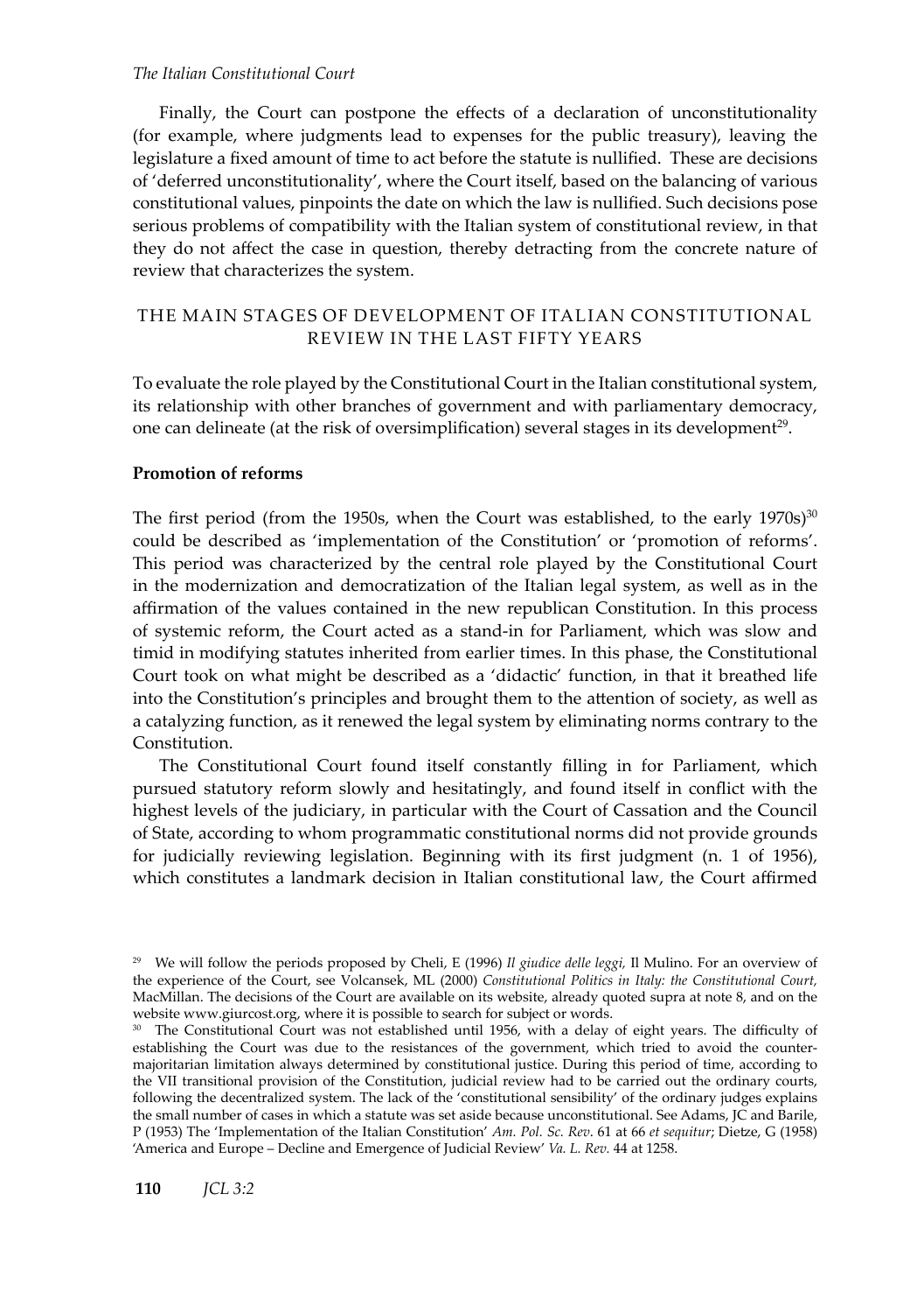Finally, the Court can postpone the effects of a declaration of unconstitutionality (for example, where judgments lead to expenses for the public treasury), leaving the legislature a fixed amount of time to act before the statute is nullified. These are decisions of 'deferred unconstitutionality', where the Court itself, based on the balancing of various constitutional values, pinpoints the date on which the law is nullified. Such decisions pose serious problems of compatibility with the Italian system of constitutional review, in that they do not affect the case in question, thereby detracting from the concrete nature of review that characterizes the system.

## THE MAIN STAGES OF DEVELOPMENT OF ITALIAN CONSTITUTIONAL REVIEW IN THE LAST FIFTY YEARS

To evaluate the role played by the Constitutional Court in the Italian constitutional system, its relationship with other branches of government and with parliamentary democracy, one can delineate (at the risk of oversimplification) several stages in its development[29].

### Promotion of reforms

The first period (from the 1950s, when the Court was established, to the early 1970s)[30] could be described as 'implementation of the Constitution' or 'promotion of reforms'. This period was characterized by the central role played by the Constitutional Court in the modernization and democratization of the Italian legal system, as well as in the affirmation of the values contained in the new republican Constitution. In this process of systemic reform, the Court acted as a stand-in for Parliament, which was slow and timid in modifying statutes inherited from earlier times. In this phase, the Constitutional Court took on what might be described as a 'didactic' function, in that it breathed life into the Constitution's principles and brought them to the attention of society, as well as a catalyzing function, as it renewed the legal system by eliminating norms contrary to the Constitution.

The Constitutional Court found itself constantly filling in for Parliament, which pursued statutory reform slowly and hesitatingly, and found itself in conflict with the highest levels of the judiciary, in particular with the Court of Cassation and the Council of State, according to whom programmatic constitutional norms did not provide grounds for judicially reviewing legislation. Beginning with its first judgment (n. 1 of 1956), which constitutes a landmark decision in Italian constitutional law, the Court affirmed

---

[29] We will follow the periods proposed by Cheli, E (1996) *Il giudice delle leggi,* Il Mulino. For an overview of the experience of the Court, see Volcansek, ML (2000) *Constitutional Politics in Italy: the Constitutional Court,* MacMillan. The decisions of the Court are available on its website, already quoted supra at note 8, and on the website www.giurcost.org, where it is possible to search for subject or words.

[30] The Constitutional Court was not established until 1956, with a delay of eight years. The difficulty of establishing the Court was due to the resistances of the government, which tried to avoid the counter-majoritarian limitation always determined by constitutional justice. During this period of time, according to the VII transitional provision of the Constitution, judicial review had to be carried out the ordinary courts, following the decentralized system. The lack of the 'constitutional sensibility' of the ordinary judges explains the small number of cases in which a statute was set aside because unconstitutional. See Adams, JC and Barile, P (1953) The 'Implementation of the Italian Constitution' *Am. Pol. Sc. Rev*. 61 at 66 *et sequitur*; Dietze, G (1958) 'America and Europe – Decline and Emergence of Judicial Review' *Va. L. Rev.* 44 at 1258.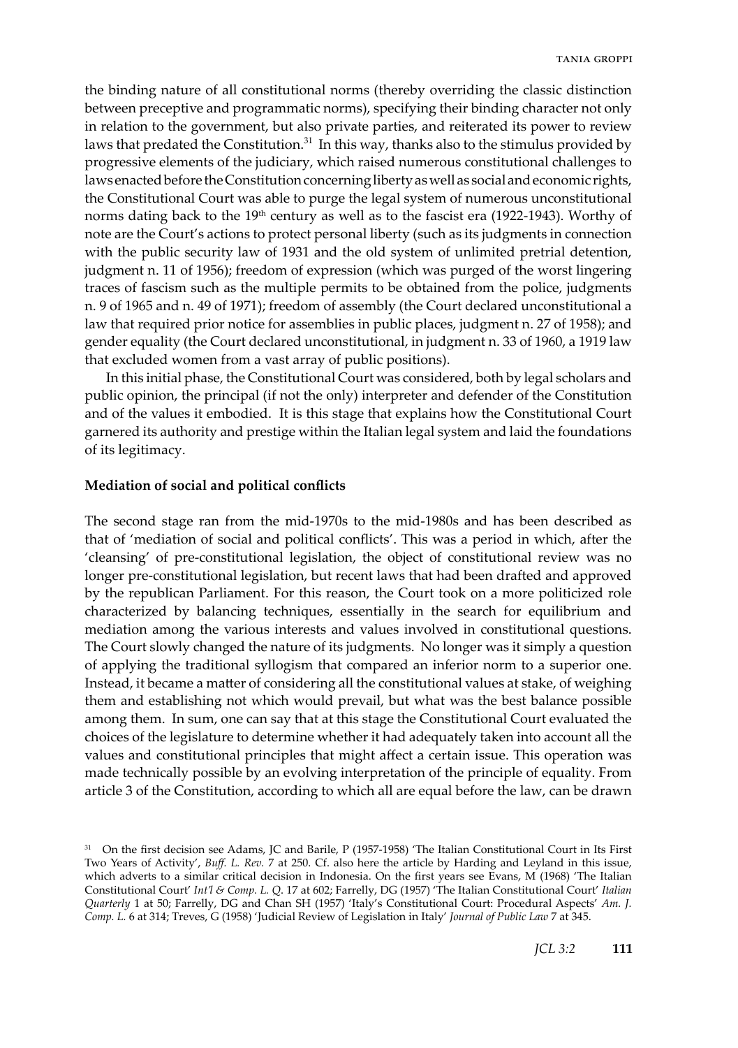the binding nature of all constitutional norms (thereby overriding the classic distinction between preceptive and programmatic norms), specifying their binding character not only in relation to the government, but also private parties, and reiterated its power to review laws that predated the Constitution.[31] In this way, thanks also to the stimulus provided by progressive elements of the judiciary, which raised numerous constitutional challenges to laws enacted before the Constitution concerning liberty as well as social and economic rights, the Constitutional Court was able to purge the legal system of numerous unconstitutional norms dating back to the 19th century as well as to the fascist era (1922-1943). Worthy of note are the Court's actions to protect personal liberty (such as its judgments in connection with the public security law of 1931 and the old system of unlimited pretrial detention, judgment n. 11 of 1956); freedom of expression (which was purged of the worst lingering traces of fascism such as the multiple permits to be obtained from the police, judgments n. 9 of 1965 and n. 49 of 1971); freedom of assembly (the Court declared unconstitutional a law that required prior notice for assemblies in public places, judgment n. 27 of 1958); and gender equality (the Court declared unconstitutional, in judgment n. 33 of 1960, a 1919 law that excluded women from a vast array of public positions).

In this initial phase, the Constitutional Court was considered, both by legal scholars and public opinion, the principal (if not the only) interpreter and defender of the Constitution and of the values it embodied. It is this stage that explains how the Constitutional Court garnered its authority and prestige within the Italian legal system and laid the foundations of its legitimacy.

**Mediation of social and political conflicts**

The second stage ran from the mid-1970s to the mid-1980s and has been described as that of 'mediation of social and political conflicts'. This was a period in which, after the 'cleansing' of pre-constitutional legislation, the object of constitutional review was no longer pre-constitutional legislation, but recent laws that had been drafted and approved by the republican Parliament. For this reason, the Court took on a more politicized role characterized by balancing techniques, essentially in the search for equilibrium and mediation among the various interests and values involved in constitutional questions. The Court slowly changed the nature of its judgments. No longer was it simply a question of applying the traditional syllogism that compared an inferior norm to a superior one. Instead, it became a matter of considering all the constitutional values at stake, of weighing them and establishing not which would prevail, but what was the best balance possible among them. In sum, one can say that at this stage the Constitutional Court evaluated the choices of the legislature to determine whether it had adequately taken into account all the values and constitutional principles that might affect a certain issue. This operation was made technically possible by an evolving interpretation of the principle of equality. From article 3 of the Constitution, according to which all are equal before the law, can be drawn

[31] On the first decision see Adams, JC and Barile, P (1957-1958) 'The Italian Constitutional Court in Its First Two Years of Activity', *Buff. L. Rev.* 7 at 250. Cf. also here the article by Harding and Leyland in this issue, which adverts to a similar critical decision in Indonesia. On the first years see Evans, M (1968) 'The Italian Constitutional Court' *Int'l & Comp. L. Q.* 17 at 602; Farrelly, DG (1957) 'The Italian Constitutional Court' *Italian Quarterly* 1 at 50; Farrelly, DG and Chan SH (1957) 'Italy's Constitutional Court: Procedural Aspects' *Am. J. Comp. L.* 6 at 314; Treves, G (1958) 'Judicial Review of Legislation in Italy' *Journal of Public Law* 7 at 345.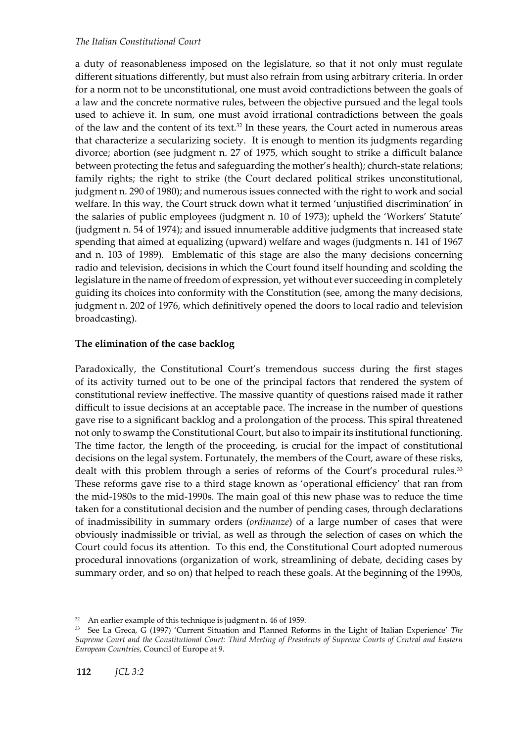a duty of reasonableness imposed on the legislature, so that it not only must regulate different situations differently, but must also refrain from using arbitrary criteria. In order for a norm not to be unconstitutional, one must avoid contradictions between the goals of a law and the concrete normative rules, between the objective pursued and the legal tools used to achieve it. In sum, one must avoid irrational contradictions between the goals of the law and the content of its text.[32] In these years, the Court acted in numerous areas that characterize a secularizing society. It is enough to mention its judgments regarding divorce; abortion (see judgment n. 27 of 1975, which sought to strike a difficult balance between protecting the fetus and safeguarding the mother's health); church-state relations; family rights; the right to strike (the Court declared political strikes unconstitutional, judgment n. 290 of 1980); and numerous issues connected with the right to work and social welfare. In this way, the Court struck down what it termed 'unjustified discrimination' in the salaries of public employees (judgment n. 10 of 1973); upheld the 'Workers' Statute' (judgment n. 54 of 1974); and issued innumerable additive judgments that increased state spending that aimed at equalizing (upward) welfare and wages (judgments n. 141 of 1967 and n. 103 of 1989). Emblematic of this stage are also the many decisions concerning radio and television, decisions in which the Court found itself hounding and scolding the legislature in the name of freedom of expression, yet without ever succeeding in completely guiding its choices into conformity with the Constitution (see, among the many decisions, judgment n. 202 of 1976, which definitively opened the doors to local radio and television broadcasting).

**The elimination of the case backlog**

Paradoxically, the Constitutional Court's tremendous success during the first stages of its activity turned out to be one of the principal factors that rendered the system of constitutional review ineffective. The massive quantity of questions raised made it rather difficult to issue decisions at an acceptable pace. The increase in the number of questions gave rise to a significant backlog and a prolongation of the process. This spiral threatened not only to swamp the Constitutional Court, but also to impair its institutional functioning. The time factor, the length of the proceeding, is crucial for the impact of constitutional decisions on the legal system. Fortunately, the members of the Court, aware of these risks, dealt with this problem through a series of reforms of the Court's procedural rules.[33] These reforms gave rise to a third stage known as 'operational efficiency' that ran from the mid-1980s to the mid-1990s. The main goal of this new phase was to reduce the time taken for a constitutional decision and the number of pending cases, through declarations of inadmissibility in summary orders (*ordinanze*) of a large number of cases that were obviously inadmissible or trivial, as well as through the selection of cases on which the Court could focus its attention. To this end, the Constitutional Court adopted numerous procedural innovations (organization of work, streamlining of debate, deciding cases by summary order, and so on) that helped to reach these goals. At the beginning of the 1990s,

[32] An earlier example of this technique is judgment n. 46 of 1959.

[33] See La Greca, G (1997) 'Current Situation and Planned Reforms in the Light of Italian Experience' *The Supreme Court and the Constitutional Court: Third Meeting of Presidents of Supreme Courts of Central and Eastern European Countries,* Council of Europe at 9.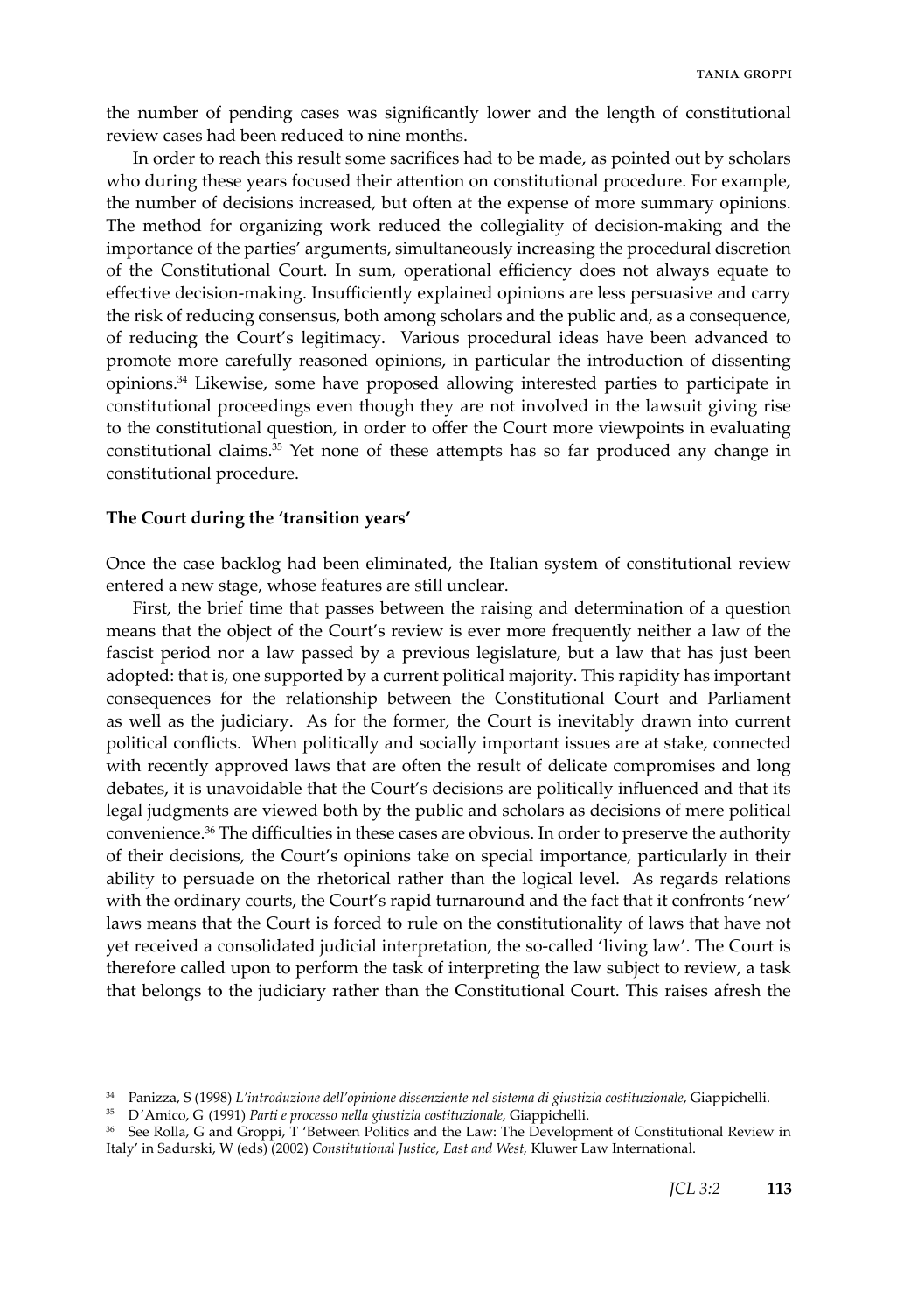the number of pending cases was significantly lower and the length of constitutional review cases had been reduced to nine months.

In order to reach this result some sacrifices had to be made, as pointed out by scholars who during these years focused their attention on constitutional procedure. For example, the number of decisions increased, but often at the expense of more summary opinions. The method for organizing work reduced the collegiality of decision-making and the importance of the parties' arguments, simultaneously increasing the procedural discretion of the Constitutional Court. In sum, operational efficiency does not always equate to effective decision-making. Insufficiently explained opinions are less persuasive and carry the risk of reducing consensus, both among scholars and the public and, as a consequence, of reducing the Court's legitimacy. Various procedural ideas have been advanced to promote more carefully reasoned opinions, in particular the introduction of dissenting opinions.[34] Likewise, some have proposed allowing interested parties to participate in constitutional proceedings even though they are not involved in the lawsuit giving rise to the constitutional question, in order to offer the Court more viewpoints in evaluating constitutional claims.[35] Yet none of these attempts has so far produced any change in constitutional procedure.

**The Court during the 'transition years'**

Once the case backlog had been eliminated, the Italian system of constitutional review entered a new stage, whose features are still unclear.

First, the brief time that passes between the raising and determination of a question means that the object of the Court's review is ever more frequently neither a law of the fascist period nor a law passed by a previous legislature, but a law that has just been adopted: that is, one supported by a current political majority. This rapidity has important consequences for the relationship between the Constitutional Court and Parliament as well as the judiciary. As for the former, the Court is inevitably drawn into current political conflicts. When politically and socially important issues are at stake, connected with recently approved laws that are often the result of delicate compromises and long debates, it is unavoidable that the Court's decisions are politically influenced and that its legal judgments are viewed both by the public and scholars as decisions of mere political convenience.[36] The difficulties in these cases are obvious. In order to preserve the authority of their decisions, the Court's opinions take on special importance, particularly in their ability to persuade on the rhetorical rather than the logical level. As regards relations with the ordinary courts, the Court's rapid turnaround and the fact that it confronts 'new' laws means that the Court is forced to rule on the constitutionality of laws that have not yet received a consolidated judicial interpretation, the so-called 'living law'. The Court is therefore called upon to perform the task of interpreting the law subject to review, a task that belongs to the judiciary rather than the Constitutional Court. This raises afresh the

[34] Panizza, S (1998) *L'introduzione dell'opinione dissenziente nel sistema di giustizia costituzionale*, Giappichelli.

[35] D'Amico, G (1991) *Parti e processo nella giustizia costituzionale*, Giappichelli.

[36] See Rolla, G and Groppi, T 'Between Politics and the Law: The Development of Constitutional Review in Italy' in Sadurski, W (eds) (2002) *Constitutional Justice, East and West*, Kluwer Law International.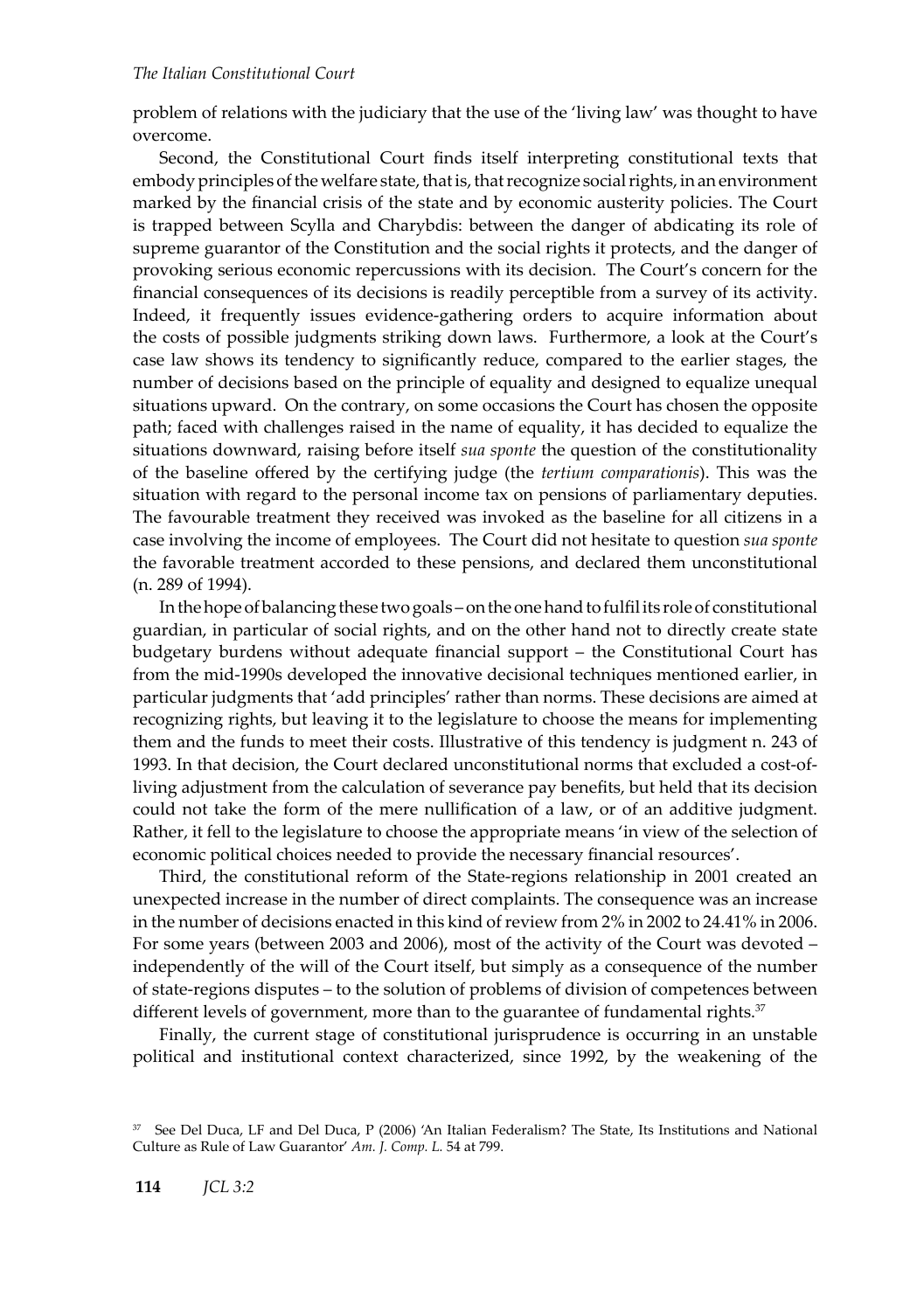problem of relations with the judiciary that the use of the 'living law' was thought to have overcome.

Second, the Constitutional Court finds itself interpreting constitutional texts that embody principles of the welfare state, that is, that recognize social rights, in an environment marked by the financial crisis of the state and by economic austerity policies. The Court is trapped between Scylla and Charybdis: between the danger of abdicating its role of supreme guarantor of the Constitution and the social rights it protects, and the danger of provoking serious economic repercussions with its decision. The Court's concern for the financial consequences of its decisions is readily perceptible from a survey of its activity. Indeed, it frequently issues evidence-gathering orders to acquire information about the costs of possible judgments striking down laws. Furthermore, a look at the Court's case law shows its tendency to significantly reduce, compared to the earlier stages, the number of decisions based on the principle of equality and designed to equalize unequal situations upward. On the contrary, on some occasions the Court has chosen the opposite path; faced with challenges raised in the name of equality, it has decided to equalize the situations downward, raising before itself *sua sponte* the question of the constitutionality of the baseline offered by the certifying judge (the *tertium comparationis*). This was the situation with regard to the personal income tax on pensions of parliamentary deputies. The favourable treatment they received was invoked as the baseline for all citizens in a case involving the income of employees. The Court did not hesitate to question *sua sponte* the favorable treatment accorded to these pensions, and declared them unconstitutional (n. 289 of 1994).

In the hope of balancing these two goals – on the one hand to fulfil its role of constitutional guardian, in particular of social rights, and on the other hand not to directly create state budgetary burdens without adequate financial support – the Constitutional Court has from the mid-1990s developed the innovative decisional techniques mentioned earlier, in particular judgments that 'add principles' rather than norms. These decisions are aimed at recognizing rights, but leaving it to the legislature to choose the means for implementing them and the funds to meet their costs. Illustrative of this tendency is judgment n. 243 of 1993. In that decision, the Court declared unconstitutional norms that excluded a cost-of-living adjustment from the calculation of severance pay benefits, but held that its decision could not take the form of the mere nullification of a law, or of an additive judgment. Rather, it fell to the legislature to choose the appropriate means 'in view of the selection of economic political choices needed to provide the necessary financial resources'.

Third, the constitutional reform of the State-regions relationship in 2001 created an unexpected increase in the number of direct complaints. The consequence was an increase in the number of decisions enacted in this kind of review from 2% in 2002 to 24.41% in 2006. For some years (between 2003 and 2006), most of the activity of the Court was devoted – independently of the will of the Court itself, but simply as a consequence of the number of state-regions disputes – to the solution of problems of division of competences between different levels of government, more than to the guarantee of fundamental rights.[37]

Finally, the current stage of constitutional jurisprudence is occurring in an unstable political and institutional context characterized, since 1992, by the weakening of the

---

[37] See Del Duca, LF and Del Duca, P (2006) 'An Italian Federalism? The State, Its Institutions and National Culture as Rule of Law Guarantor' *Am. J. Comp. L.* 54 at 799.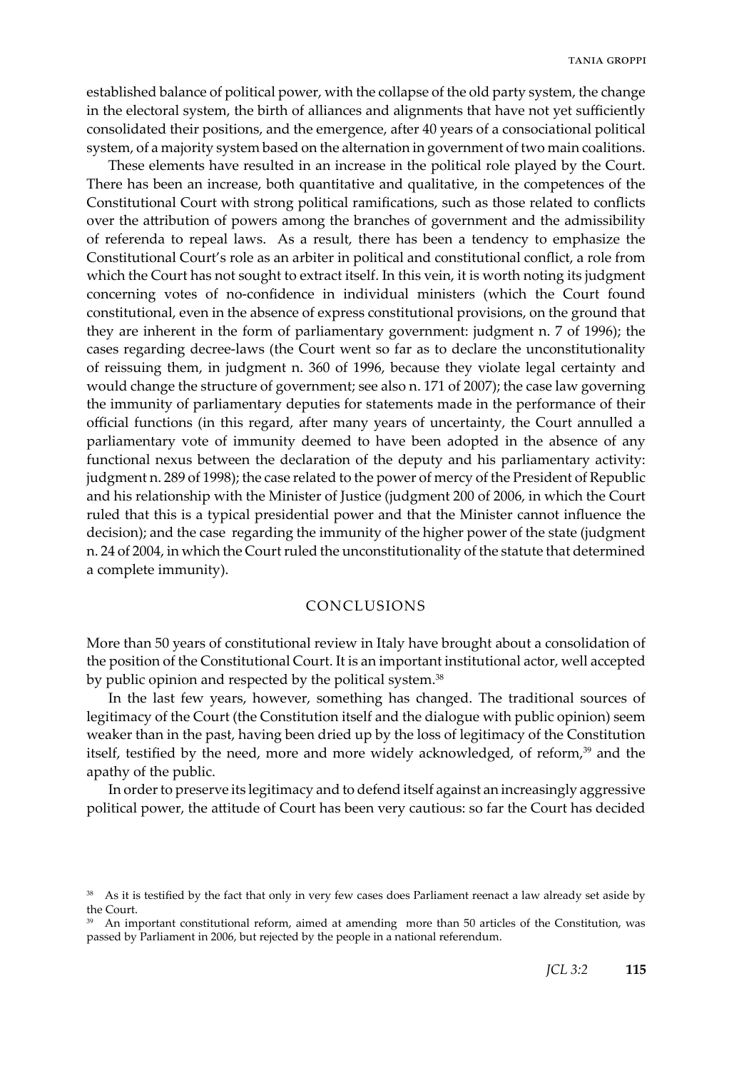established balance of political power, with the collapse of the old party system, the change in the electoral system, the birth of alliances and alignments that have not yet sufficiently consolidated their positions, and the emergence, after 40 years of a consociational political system, of a majority system based on the alternation in government of two main coalitions.

These elements have resulted in an increase in the political role played by the Court. There has been an increase, both quantitative and qualitative, in the competences of the Constitutional Court with strong political ramifications, such as those related to conflicts over the attribution of powers among the branches of government and the admissibility of referenda to repeal laws. As a result, there has been a tendency to emphasize the Constitutional Court's role as an arbiter in political and constitutional conflict, a role from which the Court has not sought to extract itself. In this vein, it is worth noting its judgment concerning votes of no-confidence in individual ministers (which the Court found constitutional, even in the absence of express constitutional provisions, on the ground that they are inherent in the form of parliamentary government: judgment n. 7 of 1996); the cases regarding decree-laws (the Court went so far as to declare the unconstitutionality of reissuing them, in judgment n. 360 of 1996, because they violate legal certainty and would change the structure of government; see also n. 171 of 2007); the case law governing the immunity of parliamentary deputies for statements made in the performance of their official functions (in this regard, after many years of uncertainty, the Court annulled a parliamentary vote of immunity deemed to have been adopted in the absence of any functional nexus between the declaration of the deputy and his parliamentary activity: judgment n. 289 of 1998); the case related to the power of mercy of the President of Republic and his relationship with the Minister of Justice (judgment 200 of 2006, in which the Court ruled that this is a typical presidential power and that the Minister cannot influence the decision); and the case regarding the immunity of the higher power of the state (judgment n. 24 of 2004, in which the Court ruled the unconstitutionality of the statute that determined a complete immunity).

## CONCLUSIONS

More than 50 years of constitutional review in Italy have brought about a consolidation of the position of the Constitutional Court. It is an important institutional actor, well accepted by public opinion and respected by the political system.[38]

In the last few years, however, something has changed. The traditional sources of legitimacy of the Court (the Constitution itself and the dialogue with public opinion) seem weaker than in the past, having been dried up by the loss of legitimacy of the Constitution itself, testified by the need, more and more widely acknowledged, of reform,[39] and the apathy of the public.

In order to preserve its legitimacy and to defend itself against an increasingly aggressive political power, the attitude of Court has been very cautious: so far the Court has decided

[38] As it is testified by the fact that only in very few cases does Parliament reenact a law already set aside by the Court.

[39] An important constitutional reform, aimed at amending more than 50 articles of the Constitution, was passed by Parliament in 2006, but rejected by the people in a national referendum.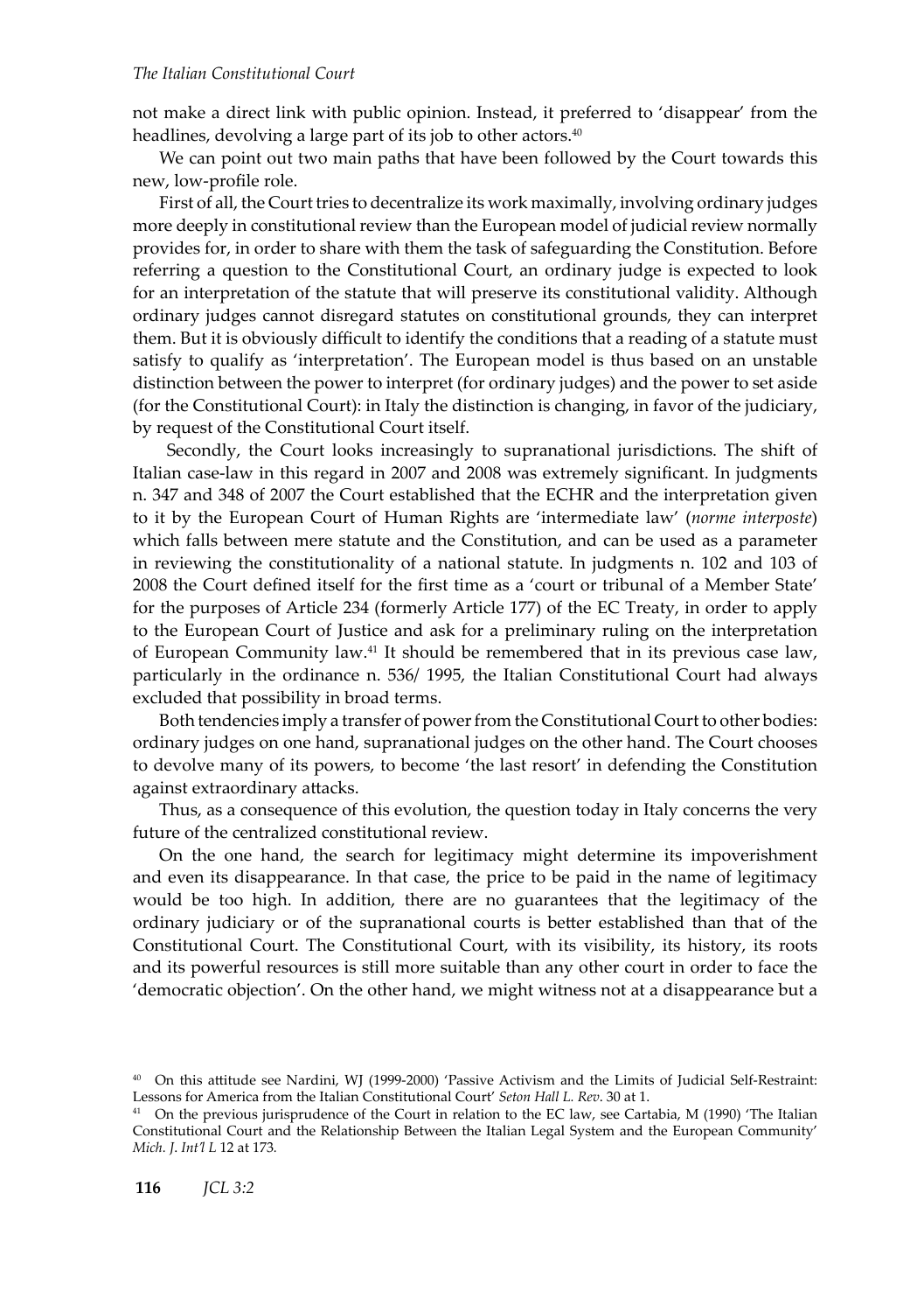not make a direct link with public opinion. Instead, it preferred to 'disappear' from the headlines, devolving a large part of its job to other actors.[40]

We can point out two main paths that have been followed by the Court towards this new, low-profile role.

First of all, the Court tries to decentralize its work maximally, involving ordinary judges more deeply in constitutional review than the European model of judicial review normally provides for, in order to share with them the task of safeguarding the Constitution. Before referring a question to the Constitutional Court, an ordinary judge is expected to look for an interpretation of the statute that will preserve its constitutional validity. Although ordinary judges cannot disregard statutes on constitutional grounds, they can interpret them. But it is obviously difficult to identify the conditions that a reading of a statute must satisfy to qualify as 'interpretation'. The European model is thus based on an unstable distinction between the power to interpret (for ordinary judges) and the power to set aside (for the Constitutional Court): in Italy the distinction is changing, in favor of the judiciary, by request of the Constitutional Court itself.

Secondly, the Court looks increasingly to supranational jurisdictions. The shift of Italian case-law in this regard in 2007 and 2008 was extremely significant. In judgments n. 347 and 348 of 2007 the Court established that the ECHR and the interpretation given to it by the European Court of Human Rights are 'intermediate law' (*norme interposte*) which falls between mere statute and the Constitution, and can be used as a parameter in reviewing the constitutionality of a national statute. In judgments n. 102 and 103 of 2008 the Court defined itself for the first time as a 'court or tribunal of a Member State' for the purposes of Article 234 (formerly Article 177) of the EC Treaty, in order to apply to the European Court of Justice and ask for a preliminary ruling on the interpretation of European Community law.[41] It should be remembered that in its previous case law, particularly in the ordinance n. 536/ 1995, the Italian Constitutional Court had always excluded that possibility in broad terms.

Both tendencies imply a transfer of power from the Constitutional Court to other bodies: ordinary judges on one hand, supranational judges on the other hand. The Court chooses to devolve many of its powers, to become 'the last resort' in defending the Constitution against extraordinary attacks.

Thus, as a consequence of this evolution, the question today in Italy concerns the very future of the centralized constitutional review.

On the one hand, the search for legitimacy might determine its impoverishment and even its disappearance. In that case, the price to be paid in the name of legitimacy would be too high. In addition, there are no guarantees that the legitimacy of the ordinary judiciary or of the supranational courts is better established than that of the Constitutional Court. The Constitutional Court, with its visibility, its history, its roots and its powerful resources is still more suitable than any other court in order to face the 'democratic objection'. On the other hand, we might witness not at a disappearance but a

---

[40] On this attitude see Nardini, WJ (1999-2000) 'Passive Activism and the Limits of Judicial Self-Restraint: Lessons for America from the Italian Constitutional Court' *Seton Hall L. Rev*. 30 at 1.

[41] On the previous jurisprudence of the Court in relation to the EC law, see Cartabia, M (1990) 'The Italian Constitutional Court and the Relationship Between the Italian Legal System and the European Community' *Mich. J. Int'l L* 12 at 173.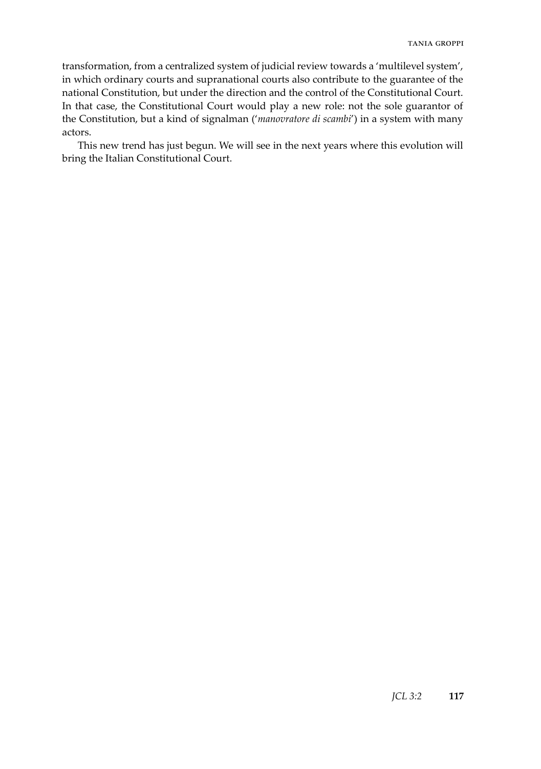transformation, from a centralized system of judicial review towards a 'multilevel system', in which ordinary courts and supranational courts also contribute to the guarantee of the national Constitution, but under the direction and the control of the Constitutional Court. In that case, the Constitutional Court would play a new role: not the sole guarantor of the Constitution, but a kind of signalman ('*manovratore di scambi*') in a system with many actors.

This new trend has just begun. We will see in the next years where this evolution will bring the Italian Constitutional Court.